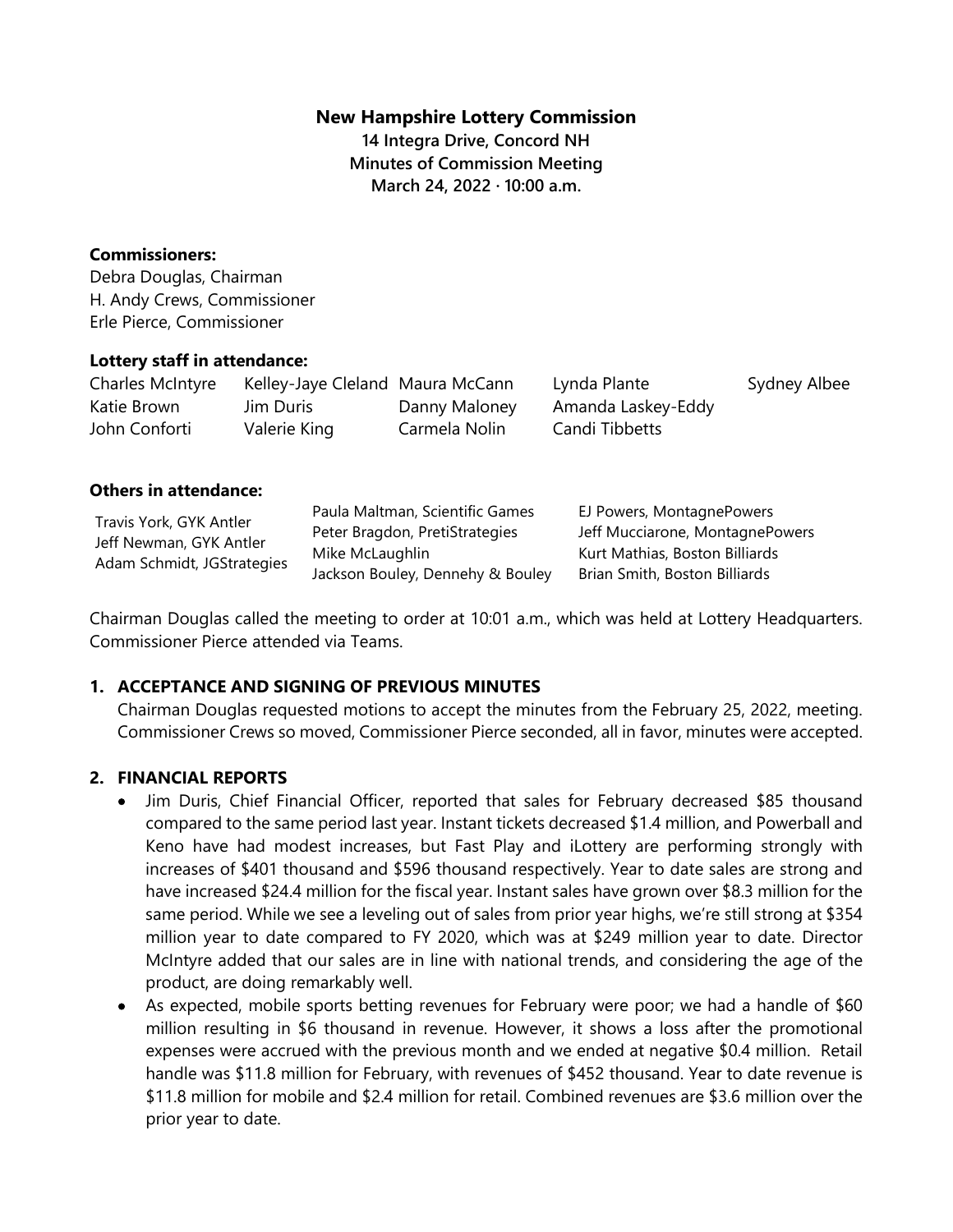**New Hampshire Lottery Commission**
**14 Integra Drive, Concord NH**
**Minutes of Commission Meeting**
**March 24, 2022 · 10:00 a.m.**

**Commissioners:**
Debra Douglas, Chairman
H. Andy Crews, Commissioner
Erle Pierce, Commissioner

**Lottery staff in attendance:**

| | | | | |
|---|---|---|---|---|
| Charles McIntyre | Kelley-Jaye Cleland | Maura McCann | Lynda Plante | Sydney Albee |
| Katie Brown | Jim Duris | Danny Maloney | Amanda Laskey-Eddy | |
| John Conforti | Valerie King | Carmela Nolin | Candi Tibbetts | |

**Others in attendance:**

| | | |
|---|---|---|
| Travis York, GYK Antler | Paula Maltman, Scientific Games | EJ Powers, MontagnePowers |
| Jeff Newman, GYK Antler | Peter Bragdon, PretiStrategies | Jeff Mucciarone, MontagnePowers |
| Adam Schmidt, JGStrategies | Mike McLaughlin | Kurt Mathias, Boston Billiards |
| | Jackson Bouley, Dennehy & Bouley | Brian Smith, Boston Billiards |

Chairman Douglas called the meeting to order at 10:01 a.m., which was held at Lottery Headquarters. Commissioner Pierce attended via Teams.

## 1. ACCEPTANCE AND SIGNING OF PREVIOUS MINUTES

Chairman Douglas requested motions to accept the minutes from the February 25, 2022, meeting. Commissioner Crews so moved, Commissioner Pierce seconded, all in favor, minutes were accepted.

## 2. FINANCIAL REPORTS

- Jim Duris, Chief Financial Officer, reported that sales for February decreased $85 thousand compared to the same period last year. Instant tickets decreased $1.4 million, and Powerball and Keno have had modest increases, but Fast Play and iLottery are performing strongly with increases of $401 thousand and $596 thousand respectively. Year to date sales are strong and have increased $24.4 million for the fiscal year. Instant sales have grown over $8.3 million for the same period. While we see a leveling out of sales from prior year highs, we're still strong at $354 million year to date compared to FY 2020, which was at $249 million year to date. Director McIntyre added that our sales are in line with national trends, and considering the age of the product, are doing remarkably well.
- As expected, mobile sports betting revenues for February were poor; we had a handle of $60 million resulting in $6 thousand in revenue. However, it shows a loss after the promotional expenses were accrued with the previous month and we ended at negative $0.4 million. Retail handle was $11.8 million for February, with revenues of $452 thousand. Year to date revenue is $11.8 million for mobile and $2.4 million for retail. Combined revenues are $3.6 million over the prior year to date.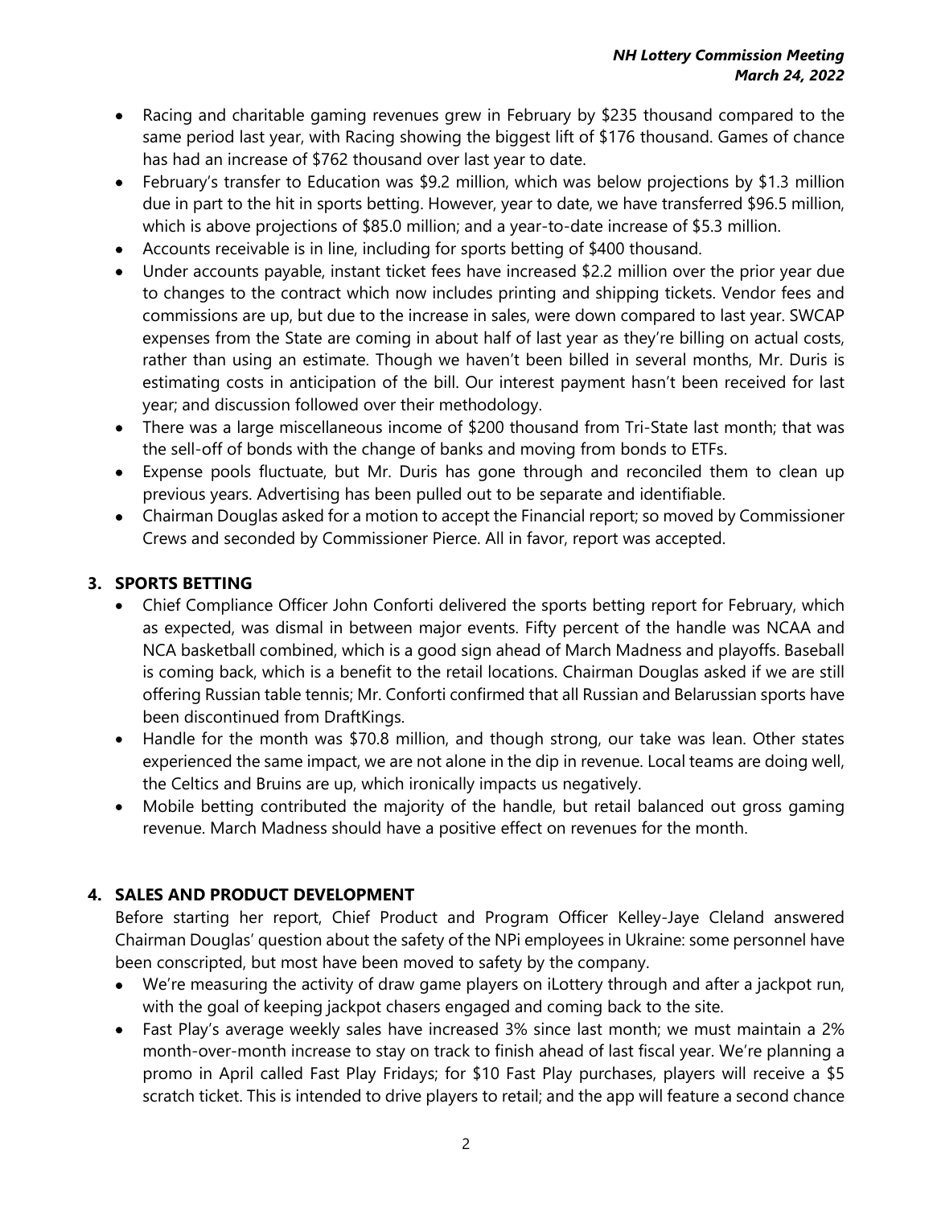- Racing and charitable gaming revenues grew in February by $235 thousand compared to the same period last year, with Racing showing the biggest lift of $176 thousand. Games of chance has had an increase of $762 thousand over last year to date.
- February's transfer to Education was $9.2 million, which was below projections by $1.3 million due in part to the hit in sports betting. However, year to date, we have transferred $96.5 million, which is above projections of $85.0 million; and a year-to-date increase of $5.3 million.
- Accounts receivable is in line, including for sports betting of $400 thousand.
- Under accounts payable, instant ticket fees have increased $2.2 million over the prior year due to changes to the contract which now includes printing and shipping tickets. Vendor fees and commissions are up, but due to the increase in sales, were down compared to last year. SWCAP expenses from the State are coming in about half of last year as they're billing on actual costs, rather than using an estimate. Though we haven't been billed in several months, Mr. Duris is estimating costs in anticipation of the bill. Our interest payment hasn't been received for last year; and discussion followed over their methodology.
- There was a large miscellaneous income of $200 thousand from Tri-State last month; that was the sell-off of bonds with the change of banks and moving from bonds to ETFs.
- Expense pools fluctuate, but Mr. Duris has gone through and reconciled them to clean up previous years. Advertising has been pulled out to be separate and identifiable.
- Chairman Douglas asked for a motion to accept the Financial report; so moved by Commissioner Crews and seconded by Commissioner Pierce. All in favor, report was accepted.

## 3. SPORTS BETTING

- Chief Compliance Officer John Conforti delivered the sports betting report for February, which as expected, was dismal in between major events. Fifty percent of the handle was NCAA and NCA basketball combined, which is a good sign ahead of March Madness and playoffs. Baseball is coming back, which is a benefit to the retail locations. Chairman Douglas asked if we are still offering Russian table tennis; Mr. Conforti confirmed that all Russian and Belarussian sports have been discontinued from DraftKings.
- Handle for the month was $70.8 million, and though strong, our take was lean. Other states experienced the same impact, we are not alone in the dip in revenue. Local teams are doing well, the Celtics and Bruins are up, which ironically impacts us negatively.
- Mobile betting contributed the majority of the handle, but retail balanced out gross gaming revenue. March Madness should have a positive effect on revenues for the month.

## 4. SALES AND PRODUCT DEVELOPMENT

Before starting her report, Chief Product and Program Officer Kelley-Jaye Cleland answered Chairman Douglas' question about the safety of the NPi employees in Ukraine: some personnel have been conscripted, but most have been moved to safety by the company.

- We're measuring the activity of draw game players on iLottery through and after a jackpot run, with the goal of keeping jackpot chasers engaged and coming back to the site.
- Fast Play's average weekly sales have increased 3% since last month; we must maintain a 2% month-over-month increase to stay on track to finish ahead of last fiscal year. We're planning a promo in April called Fast Play Fridays; for $10 Fast Play purchases, players will receive a $5 scratch ticket. This is intended to drive players to retail; and the app will feature a second chance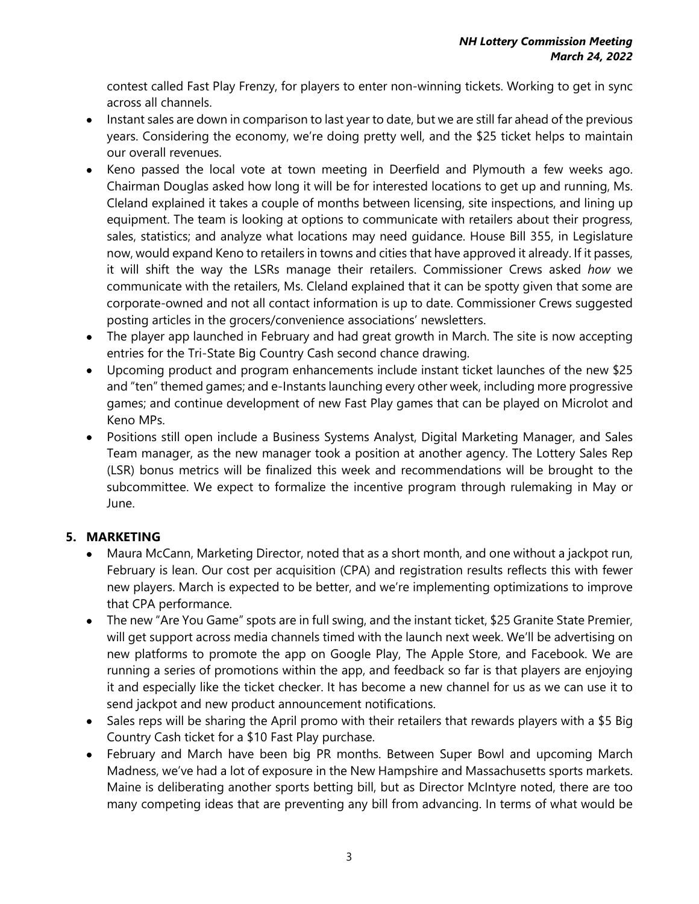contest called Fast Play Frenzy, for players to enter non-winning tickets. Working to get in sync across all channels.

- Instant sales are down in comparison to last year to date, but we are still far ahead of the previous years. Considering the economy, we're doing pretty well, and the $25 ticket helps to maintain our overall revenues.
- Keno passed the local vote at town meeting in Deerfield and Plymouth a few weeks ago. Chairman Douglas asked how long it will be for interested locations to get up and running, Ms. Cleland explained it takes a couple of months between licensing, site inspections, and lining up equipment. The team is looking at options to communicate with retailers about their progress, sales, statistics; and analyze what locations may need guidance. House Bill 355, in Legislature now, would expand Keno to retailers in towns and cities that have approved it already. If it passes, it will shift the way the LSRs manage their retailers. Commissioner Crews asked *how* we communicate with the retailers, Ms. Cleland explained that it can be spotty given that some are corporate-owned and not all contact information is up to date. Commissioner Crews suggested posting articles in the grocers/convenience associations' newsletters.
- The player app launched in February and had great growth in March. The site is now accepting entries for the Tri-State Big Country Cash second chance drawing.
- Upcoming product and program enhancements include instant ticket launches of the new $25 and "ten" themed games; and e-Instants launching every other week, including more progressive games; and continue development of new Fast Play games that can be played on Microlot and Keno MPs.
- Positions still open include a Business Systems Analyst, Digital Marketing Manager, and Sales Team manager, as the new manager took a position at another agency. The Lottery Sales Rep (LSR) bonus metrics will be finalized this week and recommendations will be brought to the subcommittee. We expect to formalize the incentive program through rulemaking in May or June.

## 5. MARKETING

- Maura McCann, Marketing Director, noted that as a short month, and one without a jackpot run, February is lean. Our cost per acquisition (CPA) and registration results reflects this with fewer new players. March is expected to be better, and we're implementing optimizations to improve that CPA performance.
- The new "Are You Game" spots are in full swing, and the instant ticket, $25 Granite State Premier, will get support across media channels timed with the launch next week. We'll be advertising on new platforms to promote the app on Google Play, The Apple Store, and Facebook. We are running a series of promotions within the app, and feedback so far is that players are enjoying it and especially like the ticket checker. It has become a new channel for us as we can use it to send jackpot and new product announcement notifications.
- Sales reps will be sharing the April promo with their retailers that rewards players with a $5 Big Country Cash ticket for a $10 Fast Play purchase.
- February and March have been big PR months. Between Super Bowl and upcoming March Madness, we've had a lot of exposure in the New Hampshire and Massachusetts sports markets. Maine is deliberating another sports betting bill, but as Director McIntyre noted, there are too many competing ideas that are preventing any bill from advancing. In terms of what would be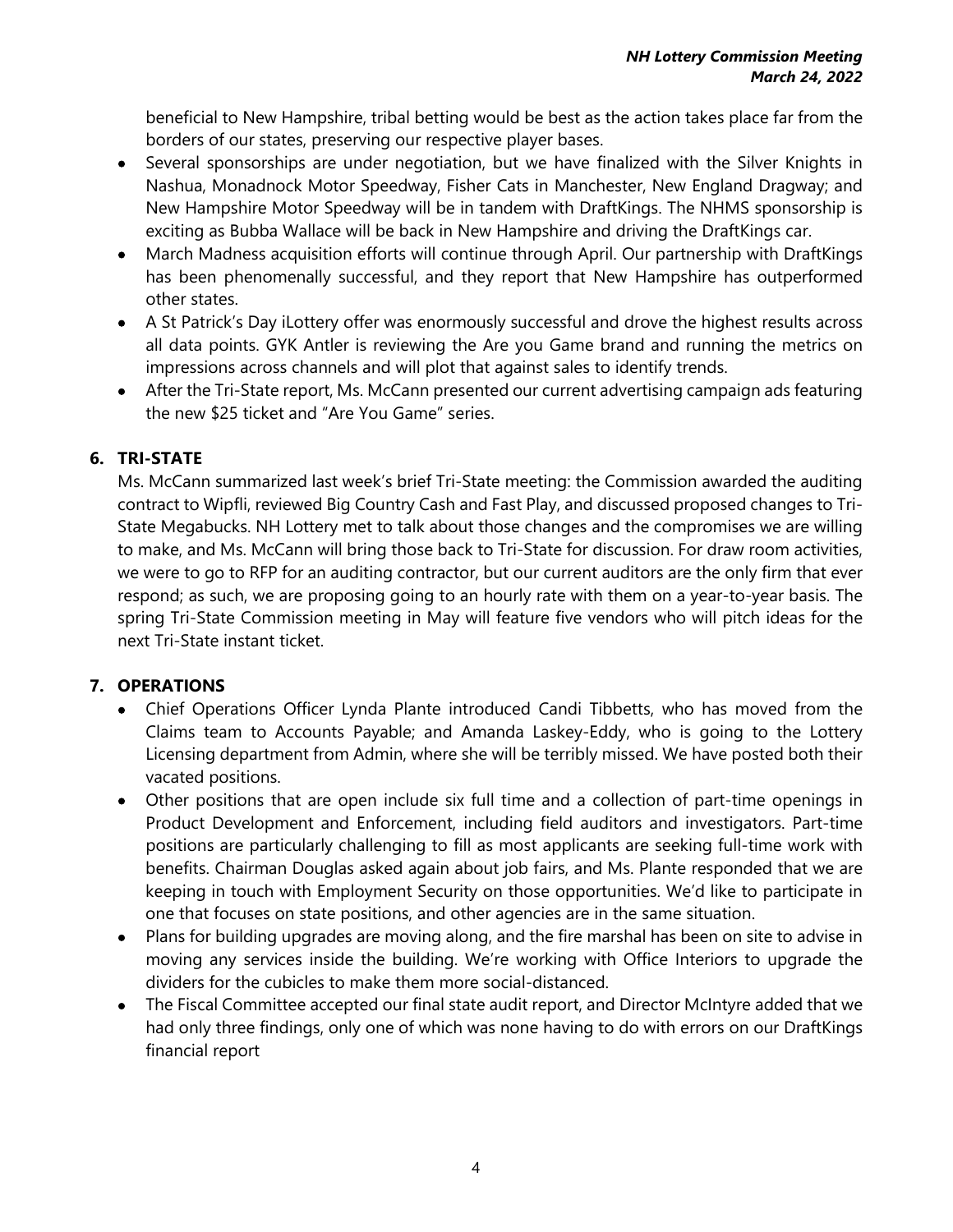beneficial to New Hampshire, tribal betting would be best as the action takes place far from the borders of our states, preserving our respective player bases.

- Several sponsorships are under negotiation, but we have finalized with the Silver Knights in Nashua, Monadnock Motor Speedway, Fisher Cats in Manchester, New England Dragway; and New Hampshire Motor Speedway will be in tandem with DraftKings. The NHMS sponsorship is exciting as Bubba Wallace will be back in New Hampshire and driving the DraftKings car.
- March Madness acquisition efforts will continue through April. Our partnership with DraftKings has been phenomenally successful, and they report that New Hampshire has outperformed other states.
- A St Patrick's Day iLottery offer was enormously successful and drove the highest results across all data points. GYK Antler is reviewing the Are you Game brand and running the metrics on impressions across channels and will plot that against sales to identify trends.
- After the Tri-State report, Ms. McCann presented our current advertising campaign ads featuring the new $25 ticket and "Are You Game" series.

## 6. TRI-STATE

Ms. McCann summarized last week's brief Tri-State meeting: the Commission awarded the auditing contract to Wipfli, reviewed Big Country Cash and Fast Play, and discussed proposed changes to Tri-State Megabucks. NH Lottery met to talk about those changes and the compromises we are willing to make, and Ms. McCann will bring those back to Tri-State for discussion. For draw room activities, we were to go to RFP for an auditing contractor, but our current auditors are the only firm that ever respond; as such, we are proposing going to an hourly rate with them on a year-to-year basis. The spring Tri-State Commission meeting in May will feature five vendors who will pitch ideas for the next Tri-State instant ticket.

## 7. OPERATIONS

- Chief Operations Officer Lynda Plante introduced Candi Tibbetts, who has moved from the Claims team to Accounts Payable; and Amanda Laskey-Eddy, who is going to the Lottery Licensing department from Admin, where she will be terribly missed. We have posted both their vacated positions.
- Other positions that are open include six full time and a collection of part-time openings in Product Development and Enforcement, including field auditors and investigators. Part-time positions are particularly challenging to fill as most applicants are seeking full-time work with benefits. Chairman Douglas asked again about job fairs, and Ms. Plante responded that we are keeping in touch with Employment Security on those opportunities. We'd like to participate in one that focuses on state positions, and other agencies are in the same situation.
- Plans for building upgrades are moving along, and the fire marshal has been on site to advise in moving any services inside the building. We're working with Office Interiors to upgrade the dividers for the cubicles to make them more social-distanced.
- The Fiscal Committee accepted our final state audit report, and Director McIntyre added that we had only three findings, only one of which was none having to do with errors on our DraftKings financial report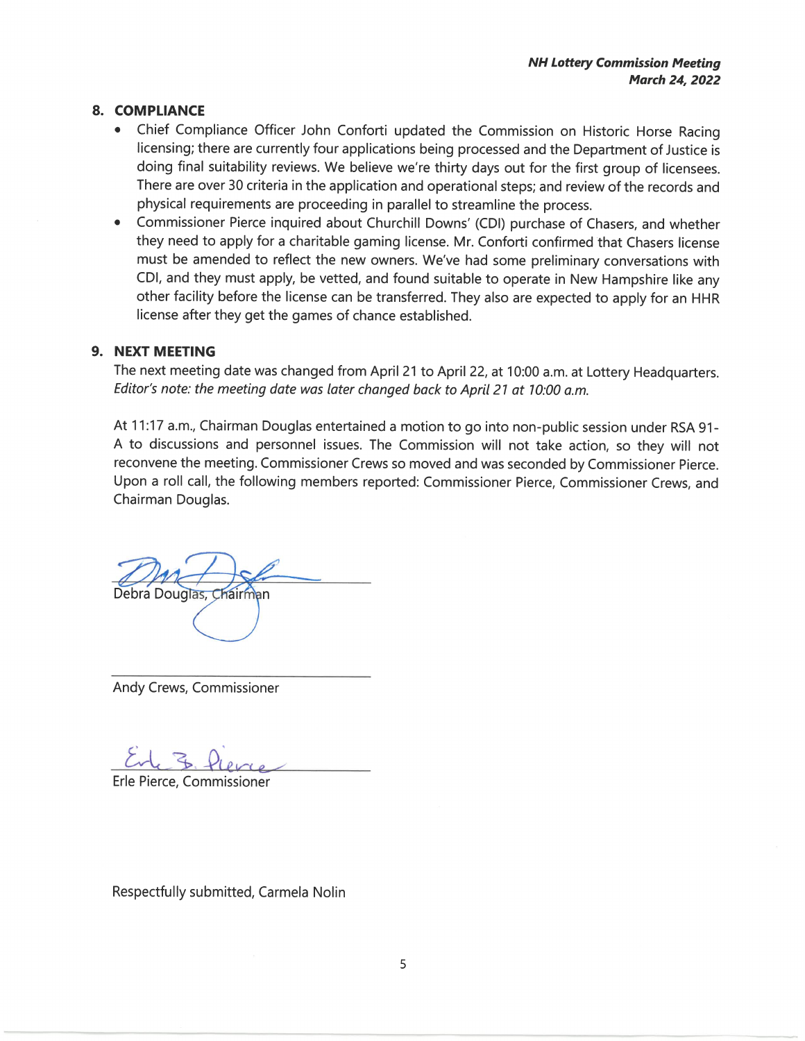## 8. COMPLIANCE

- Chief Compliance Officer John Conforti updated the Commission on Historic Horse Racing licensing; there are currently four applications being processed and the Department of Justice is doing final suitability reviews. We believe we're thirty days out for the first group of licensees. There are over 30 criteria in the application and operational steps; and review of the records and physical requirements are proceeding in parallel to streamline the process.
- Commissioner Pierce inquired about Churchill Downs' (CDI) purchase of Chasers, and whether they need to apply for a charitable gaming license. Mr. Conforti confirmed that Chasers license must be amended to reflect the new owners. We've had some preliminary conversations with CDI, and they must apply, be vetted, and found suitable to operate in New Hampshire like any other facility before the license can be transferred. They also are expected to apply for an HHR license after they get the games of chance established.

## 9. NEXT MEETING

The next meeting date was changed from April 21 to April 22, at 10:00 a.m. at Lottery Headquarters. *Editor's note: the meeting date was later changed back to April 21 at 10:00 a.m.*

At 11:17 a.m., Chairman Douglas entertained a motion to go into non-public session under RSA 91-A to discussions and personnel issues. The Commission will not take action, so they will not reconvene the meeting. Commissioner Crews so moved and was seconded by Commissioner Pierce. Upon a roll call, the following members reported: Commissioner Pierce, Commissioner Crews, and Chairman Douglas.

Debra Douglas, Chairman

Andy Crews, Commissioner

Erle Pierce, Commissioner

Respectfully submitted, Carmela Nolin